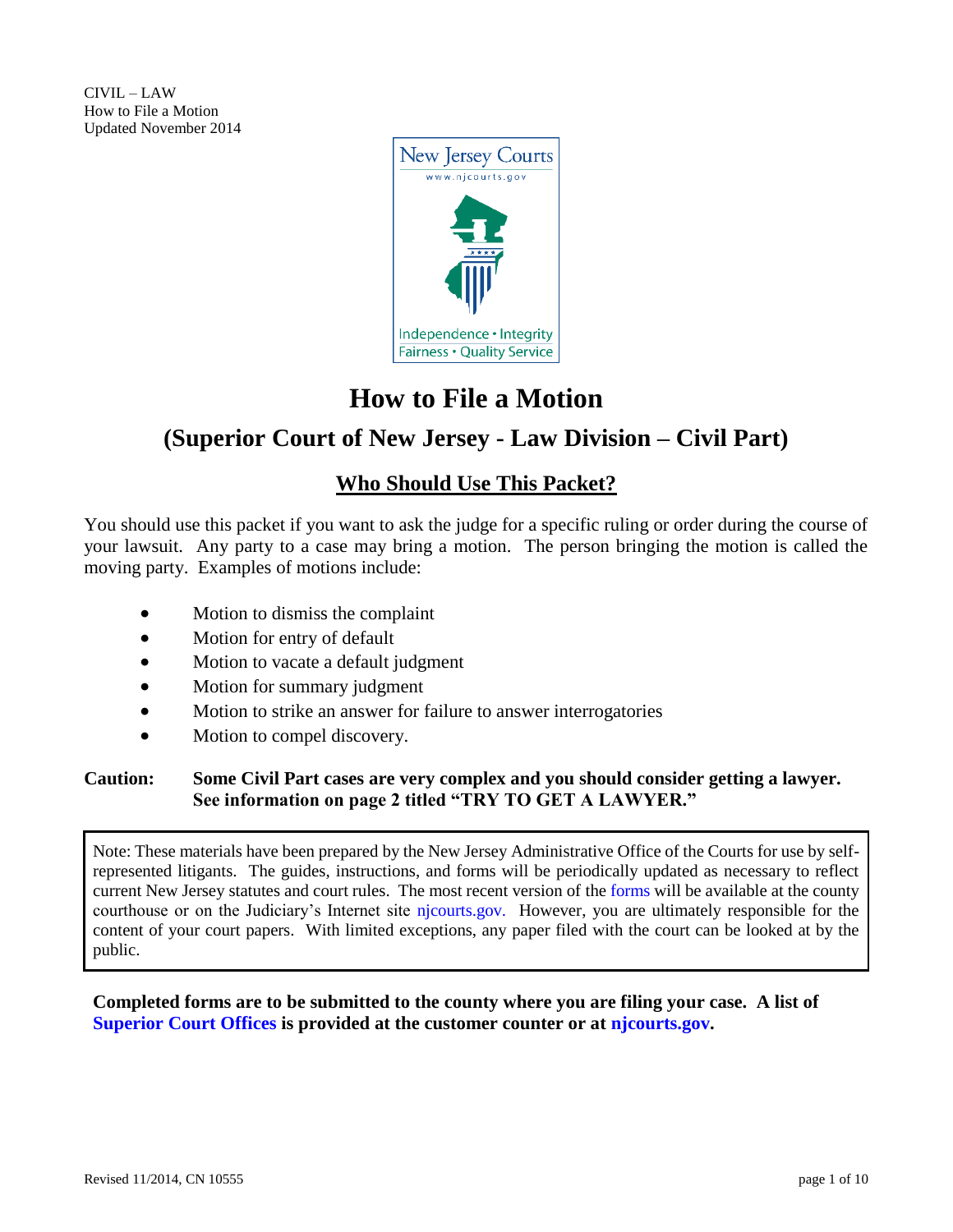CIVIL – LAW
How to File a Motion
Updated November 2014

# How to File a Motion

## (Superior Court of New Jersey - Law Division – Civil Part)

### Who Should Use This Packet?

You should use this packet if you want to ask the judge for a specific ruling or order during the course of your lawsuit. Any party to a case may bring a motion. The person bringing the motion is called the moving party. Examples of motions include:

- Motion to dismiss the complaint
- Motion for entry of default
- Motion to vacate a default judgment
- Motion for summary judgment
- Motion to strike an answer for failure to answer interrogatories
- Motion to compel discovery.

**Caution: Some Civil Part cases are very complex and you should consider getting a lawyer. See information on page 2 titled "TRY TO GET A LAWYER."**

Note: These materials have been prepared by the New Jersey Administrative Office of the Courts for use by self-represented litigants. The guides, instructions, and forms will be periodically updated as necessary to reflect current New Jersey statutes and court rules. The most recent version of the forms will be available at the county courthouse or on the Judiciary's Internet site njcourts.gov. However, you are ultimately responsible for the content of your court papers. With limited exceptions, any paper filed with the court can be looked at by the public.

**Completed forms are to be submitted to the county where you are filing your case. A list of Superior Court Offices is provided at the customer counter or at njcourts.gov.**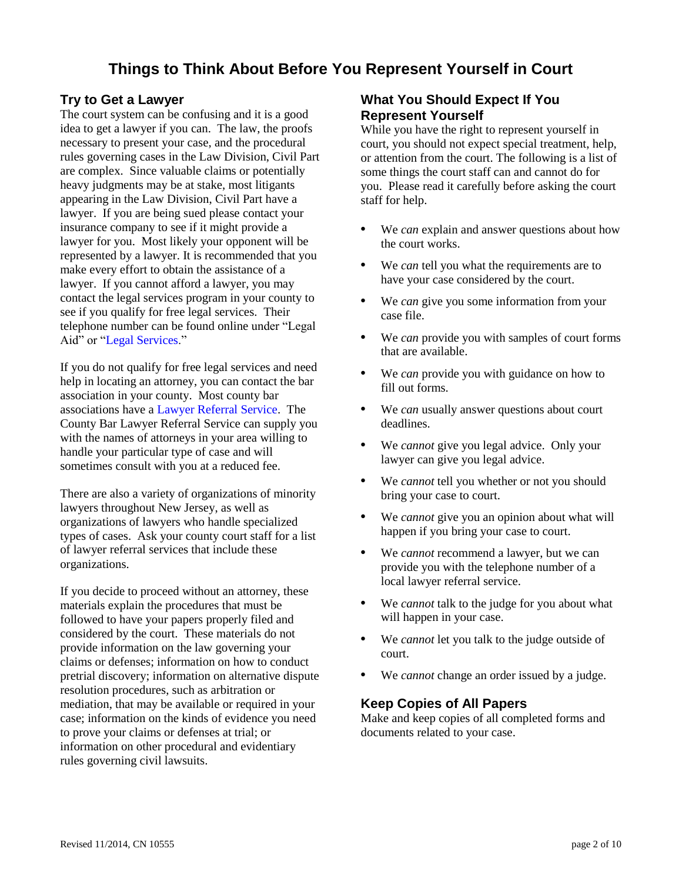# Things to Think About Before You Represent Yourself in Court

## Try to Get a Lawyer

The court system can be confusing and it is a good idea to get a lawyer if you can. The law, the proofs necessary to present your case, and the procedural rules governing cases in the Law Division, Civil Part are complex. Since valuable claims or potentially heavy judgments may be at stake, most litigants appearing in the Law Division, Civil Part have a lawyer. If you are being sued please contact your insurance company to see if it might provide a lawyer for you. Most likely your opponent will be represented by a lawyer. It is recommended that you make every effort to obtain the assistance of a lawyer. If you cannot afford a lawyer, you may contact the legal services program in your county to see if you qualify for free legal services. Their telephone number can be found online under "Legal Aid" or "Legal Services."

If you do not qualify for free legal services and need help in locating an attorney, you can contact the bar association in your county. Most county bar associations have a Lawyer Referral Service. The County Bar Lawyer Referral Service can supply you with the names of attorneys in your area willing to handle your particular type of case and will sometimes consult with you at a reduced fee.

There are also a variety of organizations of minority lawyers throughout New Jersey, as well as organizations of lawyers who handle specialized types of cases. Ask your county court staff for a list of lawyer referral services that include these organizations.

If you decide to proceed without an attorney, these materials explain the procedures that must be followed to have your papers properly filed and considered by the court. These materials do not provide information on the law governing your claims or defenses; information on how to conduct pretrial discovery; information on alternative dispute resolution procedures, such as arbitration or mediation, that may be available or required in your case; information on the kinds of evidence you need to prove your claims or defenses at trial; or information on other procedural and evidentiary rules governing civil lawsuits.

## What You Should Expect If You Represent Yourself

While you have the right to represent yourself in court, you should not expect special treatment, help, or attention from the court. The following is a list of some things the court staff can and cannot do for you. Please read it carefully before asking the court staff for help.

- We *can* explain and answer questions about how the court works.
- We *can* tell you what the requirements are to have your case considered by the court.
- We *can* give you some information from your case file.
- We *can* provide you with samples of court forms that are available.
- We *can* provide you with guidance on how to fill out forms.
- We *can* usually answer questions about court deadlines.
- We *cannot* give you legal advice. Only your lawyer can give you legal advice.
- We *cannot* tell you whether or not you should bring your case to court.
- We *cannot* give you an opinion about what will happen if you bring your case to court.
- We *cannot* recommend a lawyer, but we can provide you with the telephone number of a local lawyer referral service.
- We *cannot* talk to the judge for you about what will happen in your case.
- We *cannot* let you talk to the judge outside of court.
- We *cannot* change an order issued by a judge.

## Keep Copies of All Papers

Make and keep copies of all completed forms and documents related to your case.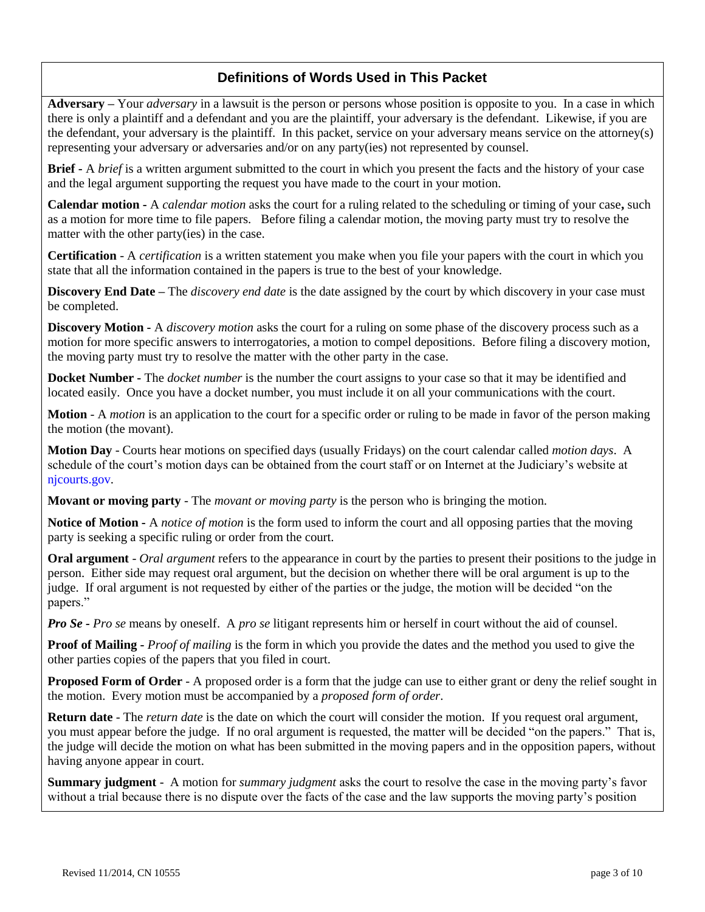## Definitions of Words Used in This Packet

**Adversary –** Your *adversary* in a lawsuit is the person or persons whose position is opposite to you. In a case in which there is only a plaintiff and a defendant and you are the plaintiff, your adversary is the defendant. Likewise, if you are the defendant, your adversary is the plaintiff. In this packet, service on your adversary means service on the attorney(s) representing your adversary or adversaries and/or on any party(ies) not represented by counsel.

**Brief -** A *brief* is a written argument submitted to the court in which you present the facts and the history of your case and the legal argument supporting the request you have made to the court in your motion.

**Calendar motion -** A *calendar motion* asks the court for a ruling related to the scheduling or timing of your case**,** such as a motion for more time to file papers. Before filing a calendar motion, the moving party must try to resolve the matter with the other party(ies) in the case.

**Certification** - A *certification* is a written statement you make when you file your papers with the court in which you state that all the information contained in the papers is true to the best of your knowledge.

**Discovery End Date –** The *discovery end date* is the date assigned by the court by which discovery in your case must be completed.

**Discovery Motion -** A *discovery motion* asks the court for a ruling on some phase of the discovery process such as a motion for more specific answers to interrogatories, a motion to compel depositions. Before filing a discovery motion, the moving party must try to resolve the matter with the other party in the case.

**Docket Number -** The *docket number* is the number the court assigns to your case so that it may be identified and located easily. Once you have a docket number, you must include it on all your communications with the court.

**Motion** - A *motion* is an application to the court for a specific order or ruling to be made in favor of the person making the motion (the movant).

**Motion Day** - Courts hear motions on specified days (usually Fridays) on the court calendar called *motion days*. A schedule of the court's motion days can be obtained from the court staff or on Internet at the Judiciary's website at njcourts.gov.

**Movant or moving party** - The *movant or moving party* is the person who is bringing the motion.

**Notice of Motion -** A *notice of motion* is the form used to inform the court and all opposing parties that the moving party is seeking a specific ruling or order from the court.

**Oral argument** - *Oral argument* refers to the appearance in court by the parties to present their positions to the judge in person. Either side may request oral argument, but the decision on whether there will be oral argument is up to the judge. If oral argument is not requested by either of the parties or the judge, the motion will be decided "on the papers."

***Pro Se* -** *Pro se* means by oneself. A *pro se* litigant represents him or herself in court without the aid of counsel.

**Proof of Mailing -** *Proof of mailing* is the form in which you provide the dates and the method you used to give the other parties copies of the papers that you filed in court.

**Proposed Form of Order** - A proposed order is a form that the judge can use to either grant or deny the relief sought in the motion. Every motion must be accompanied by a *proposed form of order*.

**Return date** - The *return date* is the date on which the court will consider the motion. If you request oral argument, you must appear before the judge. If no oral argument is requested, the matter will be decided "on the papers." That is, the judge will decide the motion on what has been submitted in the moving papers and in the opposition papers, without having anyone appear in court.

**Summary judgment** - A motion for *summary judgment* asks the court to resolve the case in the moving party's favor without a trial because there is no dispute over the facts of the case and the law supports the moving party's position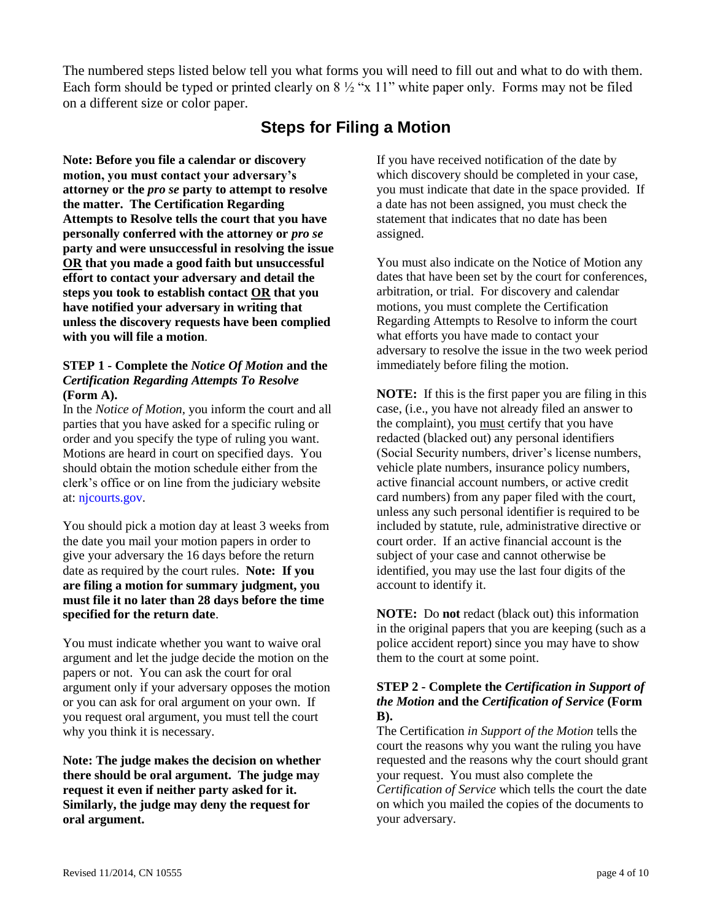The numbered steps listed below tell you what forms you will need to fill out and what to do with them. Each form should be typed or printed clearly on 8 ½ "x 11" white paper only. Forms may not be filed on a different size or color paper.

## Steps for Filing a Motion

**Note: Before you file a calendar or discovery motion, you must contact your adversary's attorney or the *pro se* party to attempt to resolve the matter. The Certification Regarding Attempts to Resolve tells the court that you have personally conferred with the attorney or *pro se* party and were unsuccessful in resolving the issue <u>OR</u> that you made a good faith but unsuccessful effort to contact your adversary and detail the steps you took to establish contact <u>OR</u> that you have notified your adversary in writing that unless the discovery requests have been complied with you will file a motion**.

### STEP 1 - Complete the *Notice Of Motion* and the *Certification Regarding Attempts To Resolve* (Form A).

In the *Notice of Motion*, you inform the court and all parties that you have asked for a specific ruling or order and you specify the type of ruling you want. Motions are heard in court on specified days. You should obtain the motion schedule either from the clerk's office or on line from the judiciary website at: njcourts.gov.

You should pick a motion day at least 3 weeks from the date you mail your motion papers in order to give your adversary the 16 days before the return date as required by the court rules. **Note: If you are filing a motion for summary judgment, you must file it no later than 28 days before the time specified for the return date**.

You must indicate whether you want to waive oral argument and let the judge decide the motion on the papers or not. You can ask the court for oral argument only if your adversary opposes the motion or you can ask for oral argument on your own. If you request oral argument, you must tell the court why you think it is necessary.

**Note: The judge makes the decision on whether there should be oral argument. The judge may request it even if neither party asked for it. Similarly, the judge may deny the request for oral argument.**

If you have received notification of the date by which discovery should be completed in your case, you must indicate that date in the space provided. If a date has not been assigned, you must check the statement that indicates that no date has been assigned.

You must also indicate on the Notice of Motion any dates that have been set by the court for conferences, arbitration, or trial. For discovery and calendar motions, you must complete the Certification Regarding Attempts to Resolve to inform the court what efforts you have made to contact your adversary to resolve the issue in the two week period immediately before filing the motion.

**NOTE:** If this is the first paper you are filing in this case, (i.e., you have not already filed an answer to the complaint), you <u>must</u> certify that you have redacted (blacked out) any personal identifiers (Social Security numbers, driver's license numbers, vehicle plate numbers, insurance policy numbers, active financial account numbers, or active credit card numbers) from any paper filed with the court, unless any such personal identifier is required to be included by statute, rule, administrative directive or court order. If an active financial account is the subject of your case and cannot otherwise be identified, you may use the last four digits of the account to identify it.

**NOTE:** Do **not** redact (black out) this information in the original papers that you are keeping (such as a police accident report) since you may have to show them to the court at some point.

### STEP 2 - Complete the *Certification in Support of the Motion* and the *Certification of Service* (Form B).

The Certification *in Support of the Motion* tells the court the reasons why you want the ruling you have requested and the reasons why the court should grant your request. You must also complete the *Certification of Service* which tells the court the date on which you mailed the copies of the documents to your adversary.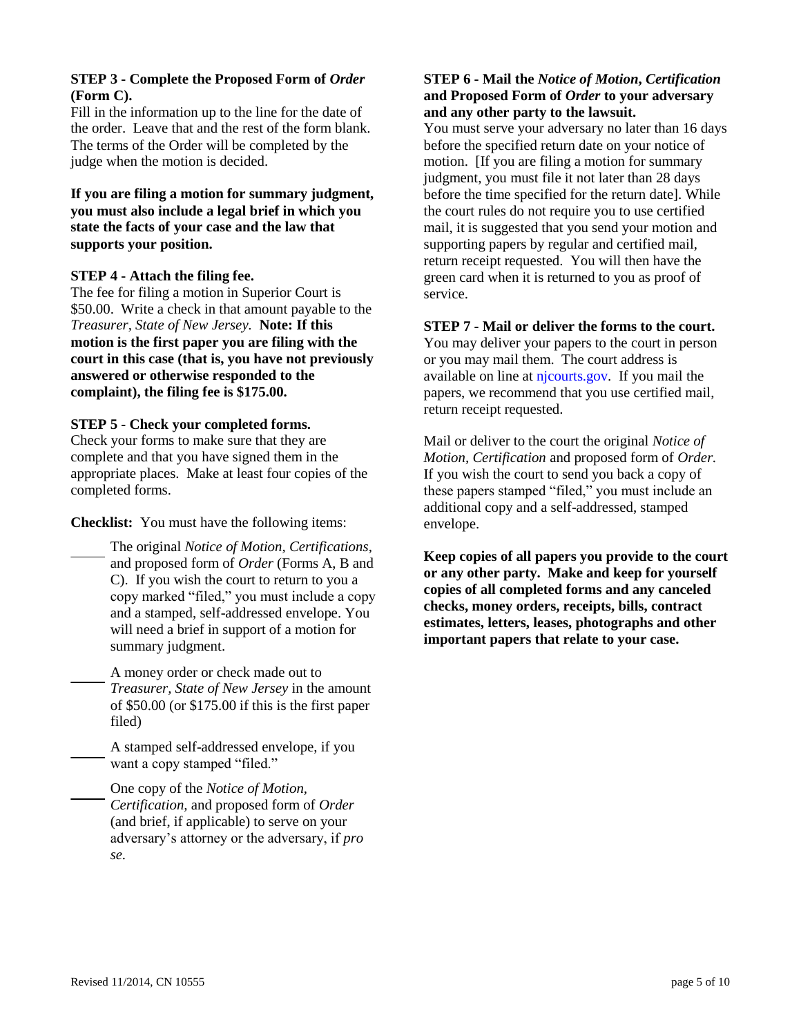**STEP 3 - Complete the Proposed Form of *Order* (Form C).**

Fill in the information up to the line for the date of the order. Leave that and the rest of the form blank. The terms of the Order will be completed by the judge when the motion is decided.

**If you are filing a motion for summary judgment, you must also include a legal brief in which you state the facts of your case and the law that supports your position.**

**STEP 4 - Attach the filing fee.**

The fee for filing a motion in Superior Court is $50.00. Write a check in that amount payable to the *Treasurer, State of New Jersey.* **Note: If this motion is the first paper you are filing with the court in this case (that is, you have not previously answered or otherwise responded to the complaint), the filing fee is $175.00.**

**STEP 5 - Check your completed forms.**

Check your forms to make sure that they are complete and that you have signed them in the appropriate places. Make at least four copies of the completed forms.

**Checklist:** You must have the following items:

_____ The original *Notice of Motion, Certifications*, and proposed form of *Order* (Forms A, B and C). If you wish the court to return to you a copy marked "filed," you must include a copy and a stamped, self-addressed envelope. You will need a brief in support of a motion for summary judgment.

_____ A money order or check made out to *Treasurer, State of New Jersey* in the amount of $50.00 (or $175.00 if this is the first paper filed)

_____ A stamped self-addressed envelope, if you want a copy stamped "filed."

_____ One copy of the *Notice of Motion, Certification*, and proposed form of *Order* (and brief, if applicable) to serve on your adversary's attorney or the adversary, if *pro se*.

**STEP 6 - Mail the *Notice of Motion, Certification* and Proposed Form of *Order* to your adversary and any other party to the lawsuit.**

You must serve your adversary no later than 16 days before the specified return date on your notice of motion. [If you are filing a motion for summary judgment, you must file it not later than 28 days before the time specified for the return date]. While the court rules do not require you to use certified mail, it is suggested that you send your motion and supporting papers by regular and certified mail, return receipt requested. You will then have the green card when it is returned to you as proof of service.

**STEP 7 - Mail or deliver the forms to the court.**

You may deliver your papers to the court in person or you may mail them. The court address is available on line at njcourts.gov. If you mail the papers, we recommend that you use certified mail, return receipt requested.

Mail or deliver to the court the original *Notice of Motion*, *Certification* and proposed form of *Order.* If you wish the court to send you back a copy of these papers stamped "filed," you must include an additional copy and a self-addressed, stamped envelope.

**Keep copies of all papers you provide to the court or any other party. Make and keep for yourself copies of all completed forms and any canceled checks, money orders, receipts, bills, contract estimates, letters, leases, photographs and other important papers that relate to your case.**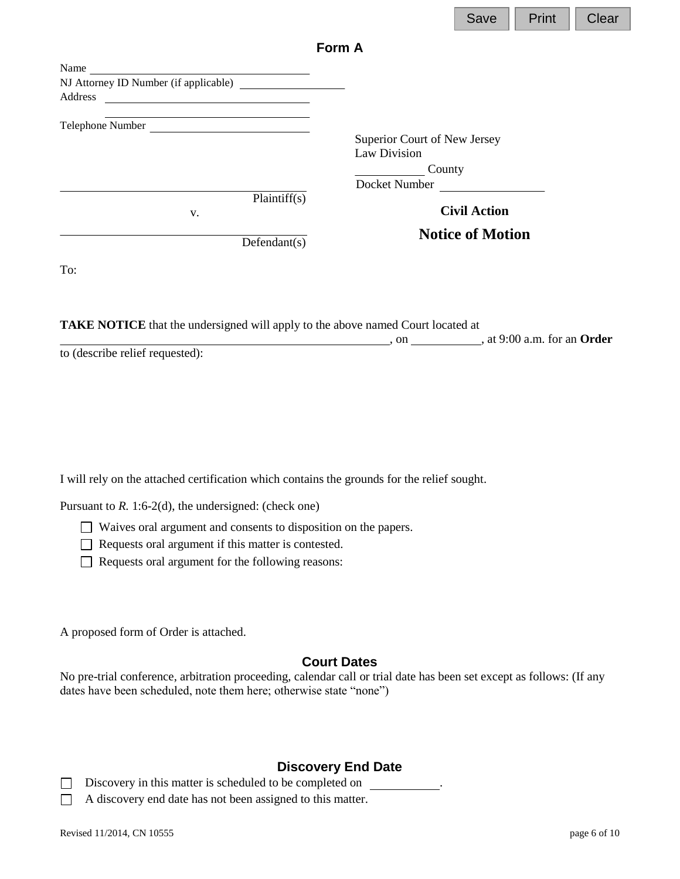Save Print Clear

# Form A

Name ______________________________
NJ Attorney ID Number (if applicable) ______________
Address ______________________________
______________________________
Telephone Number ______________________________

Superior Court of New Jersey
Law Division
__________ County
Docket Number ______________

______________________________
Plaintiff(s)

v.

______________________________
Defendant(s)

**Civil Action**

## Notice of Motion

To:

**TAKE NOTICE** that the undersigned will apply to the above named Court located at ________________________________________, on __________, at 9:00 a.m. for an **Order** to (describe relief requested):

I will rely on the attached certification which contains the grounds for the relief sought.

Pursuant to *R.* 1:6-2(d), the undersigned: (check one)

- ☐ Waives oral argument and consents to disposition on the papers.
- ☐ Requests oral argument if this matter is contested.
- ☐ Requests oral argument for the following reasons:

A proposed form of Order is attached.

### Court Dates

No pre-trial conference, arbitration proceeding, calendar call or trial date has been set except as follows: (If any dates have been scheduled, note them here; otherwise state "none")

### Discovery End Date

- ☐ Discovery in this matter is scheduled to be completed on __________.
- ☐ A discovery end date has not been assigned to this matter.

Revised 11/2014, CN 10555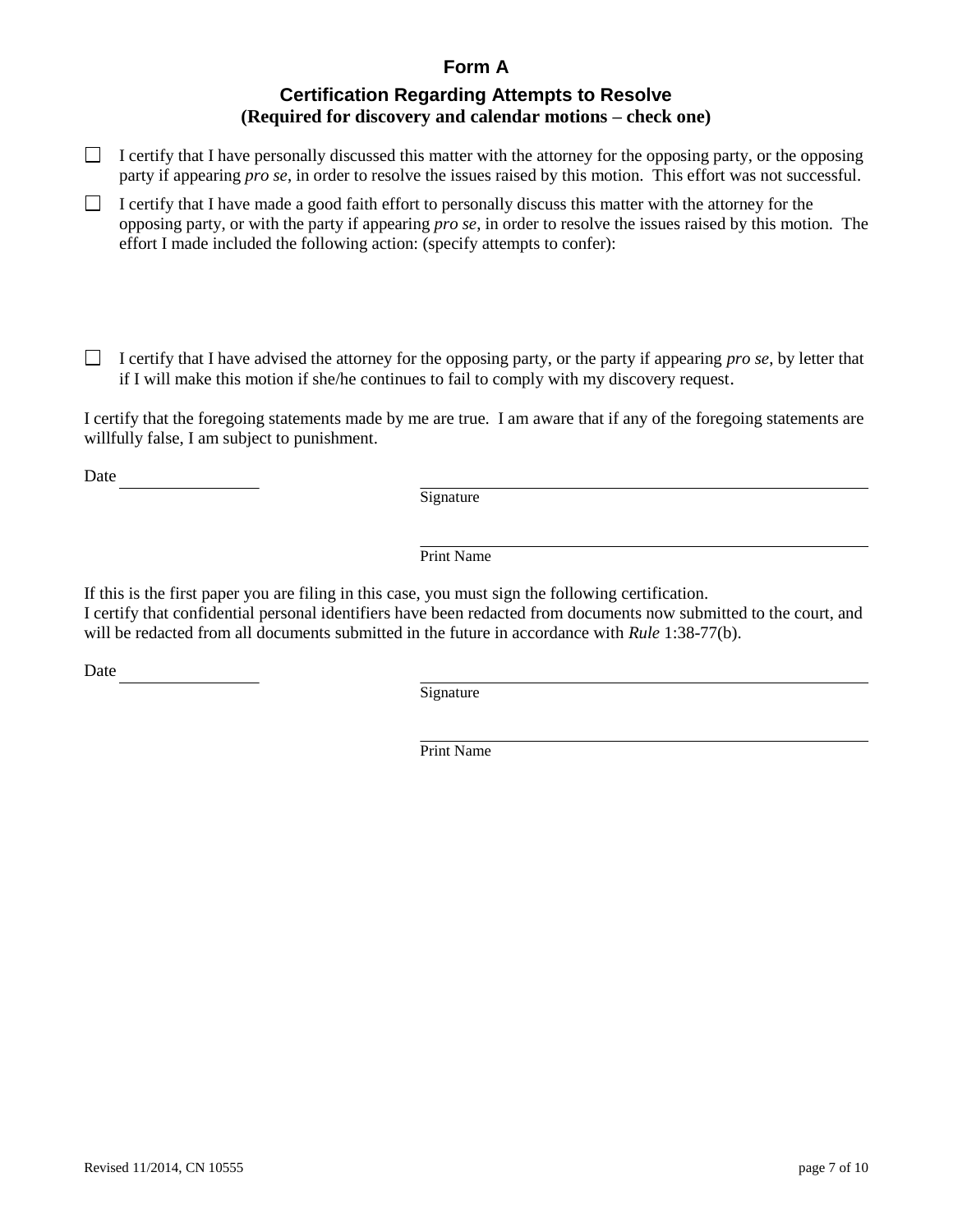## Form A

### Certification Regarding Attempts to Resolve

**(Required for discovery and calendar motions – check one)**

☐ I certify that I have personally discussed this matter with the attorney for the opposing party, or the opposing party if appearing *pro se*, in order to resolve the issues raised by this motion. This effort was not successful.

☐ I certify that I have made a good faith effort to personally discuss this matter with the attorney for the opposing party, or with the party if appearing *pro se*, in order to resolve the issues raised by this motion. The effort I made included the following action: (specify attempts to confer):

☐ I certify that I have advised the attorney for the opposing party, or the party if appearing *pro se*, by letter that if I will make this motion if she/he continues to fail to comply with my discovery request.

I certify that the foregoing statements made by me are true. I am aware that if any of the foregoing statements are willfully false, I am subject to punishment.

Date ____________________

______________________________
Signature

______________________________
Print Name

If this is the first paper you are filing in this case, you must sign the following certification.
I certify that confidential personal identifiers have been redacted from documents now submitted to the court, and will be redacted from all documents submitted in the future in accordance with *Rule* 1:38-77(b).

Date ____________________

______________________________
Signature

______________________________
Print Name

Revised 11/2014, CN 10555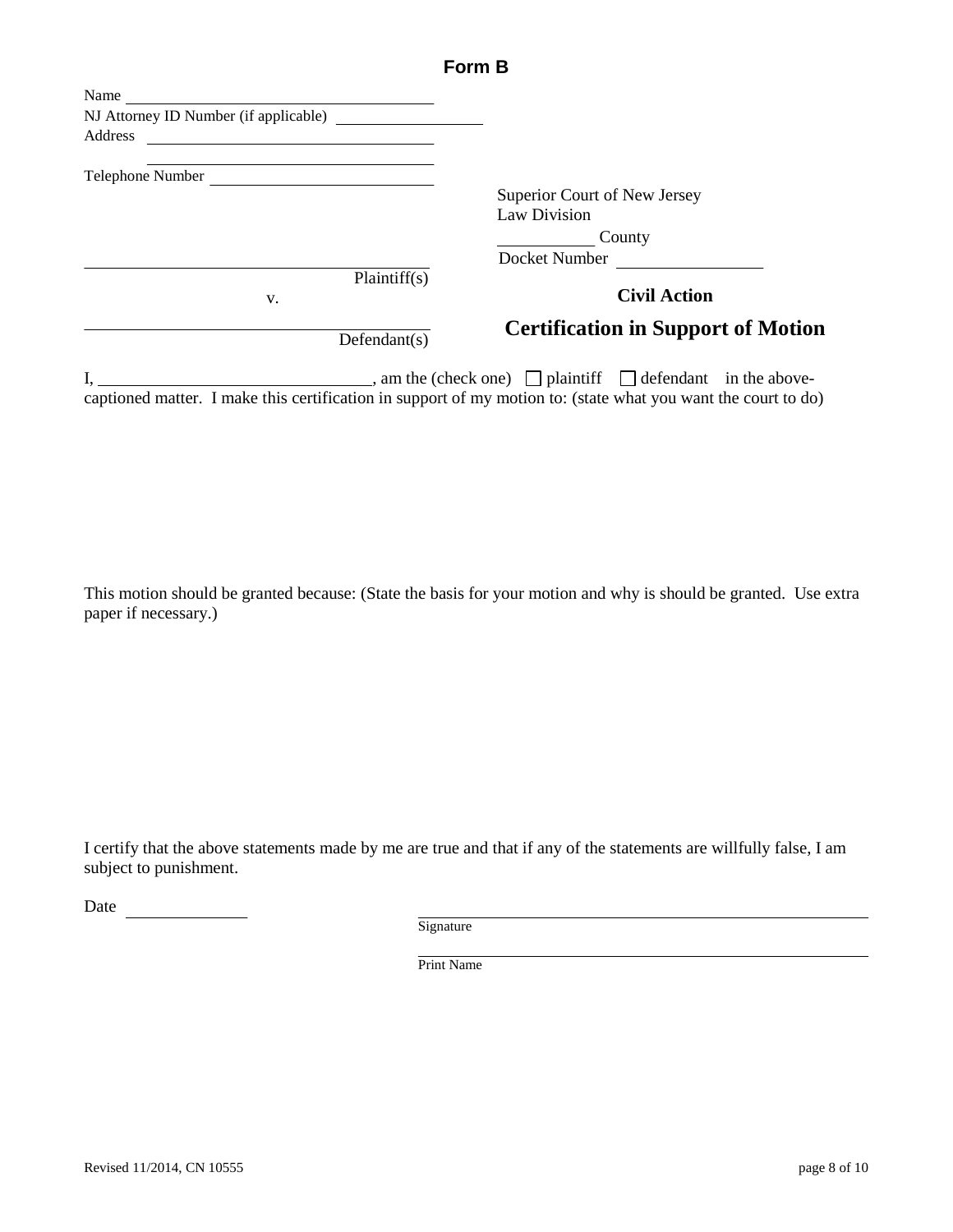## Form B

Name ______________________________
NJ Attorney ID Number (if applicable) ______________
Address ______________________________
______________________________
Telephone Number ______________________

Superior Court of New Jersey
Law Division
__________ County
Docket Number ______________

______________________________
Plaintiff(s)

v.

______________________________
Defendant(s)

**Civil Action**

**Certification in Support of Motion**

I, ____________________________, am the (check one) ☐ plaintiff ☐ defendant in the above-captioned matter. I make this certification in support of my motion to: (state what you want the court to do)

This motion should be granted because: (State the basis for your motion and why is should be granted. Use extra paper if necessary.)

I certify that the above statements made by me are true and that if any of the statements are willfully false, I am subject to punishment.

Date ____________

______________________________
Signature

______________________________
Print Name

Revised 11/2014, CN 10555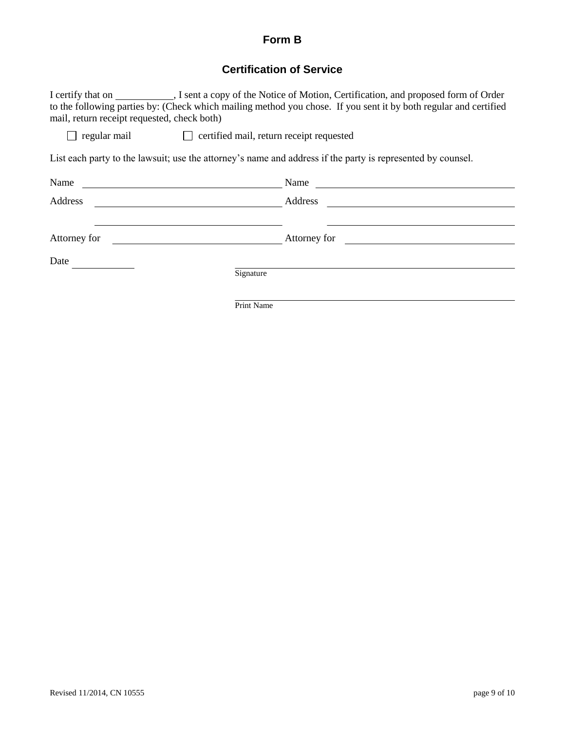# Form B

## Certification of Service

I certify that on \_\_\_\_\_\_\_\_\_\_\_, I sent a copy of the Notice of Motion, Certification, and proposed form of Order to the following parties by: (Check which mailing method you chose. If you sent it by both regular and certified mail, return receipt requested, check both)

☐ regular mail ☐ certified mail, return receipt requested

List each party to the lawsuit; use the attorney's name and address if the party is represented by counsel.

| | | | |
|---|---|---|---|
| Name | \_\_\_\_\_\_\_\_\_\_\_\_\_\_\_\_\_\_\_\_ | Name | \_\_\_\_\_\_\_\_\_\_\_\_\_\_\_\_\_\_\_\_ |
| Address | \_\_\_\_\_\_\_\_\_\_\_\_\_\_\_\_\_\_\_\_ | Address | \_\_\_\_\_\_\_\_\_\_\_\_\_\_\_\_\_\_\_\_ |
| | \_\_\_\_\_\_\_\_\_\_\_\_\_\_\_\_\_\_\_\_ | | \_\_\_\_\_\_\_\_\_\_\_\_\_\_\_\_\_\_\_\_ |
| Attorney for | \_\_\_\_\_\_\_\_\_\_\_\_\_\_\_\_\_\_\_\_ | Attorney for | \_\_\_\_\_\_\_\_\_\_\_\_\_\_\_\_\_\_\_\_ |

Date \_\_\_\_\_\_\_\_\_\_

\_\_\_\_\_\_\_\_\_\_\_\_\_\_\_\_\_\_\_\_\_\_\_\_\_\_\_\_\_\_\_\_\_\_\_\_\_\_
Signature

\_\_\_\_\_\_\_\_\_\_\_\_\_\_\_\_\_\_\_\_\_\_\_\_\_\_\_\_\_\_\_\_\_\_\_\_\_\_
Print Name

Revised 11/2014, CN 10555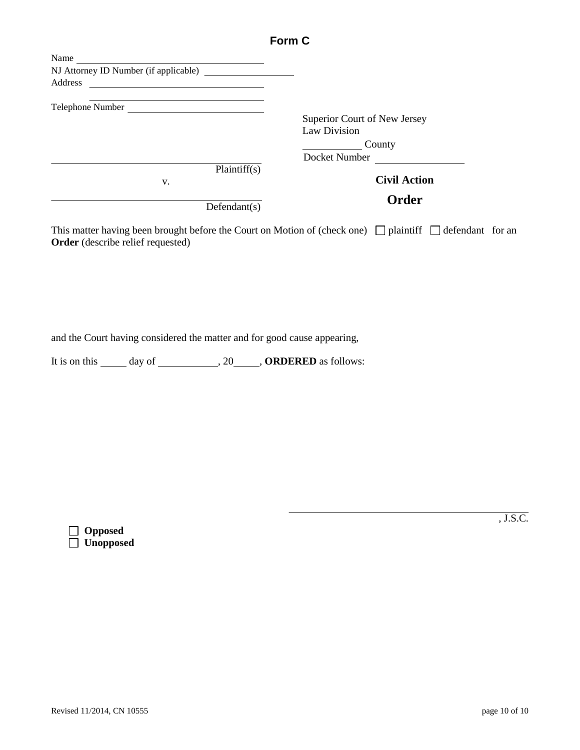# Form C

Name ______________________________

NJ Attorney ID Number (if applicable) ______________

Address ______________________________

______________________________

Telephone Number ______________________

Superior Court of New Jersey
Law Division
__________ County
Docket Number ______________

______________________________
Plaintiff(s)

v.

______________________________
Defendant(s)

**Civil Action**

**Order**

This matter having been brought before the Court on Motion of (check one) ☐ plaintiff ☐ defendant for an **Order** (describe relief requested)

and the Court having considered the matter and for good cause appearing,

It is on this _____ day of ___________, 20_____, **ORDERED** as follows:

______________________________________, J.S.C.

☐ **Opposed**
☐ **Unopposed**

Revised 11/2014, CN 10555